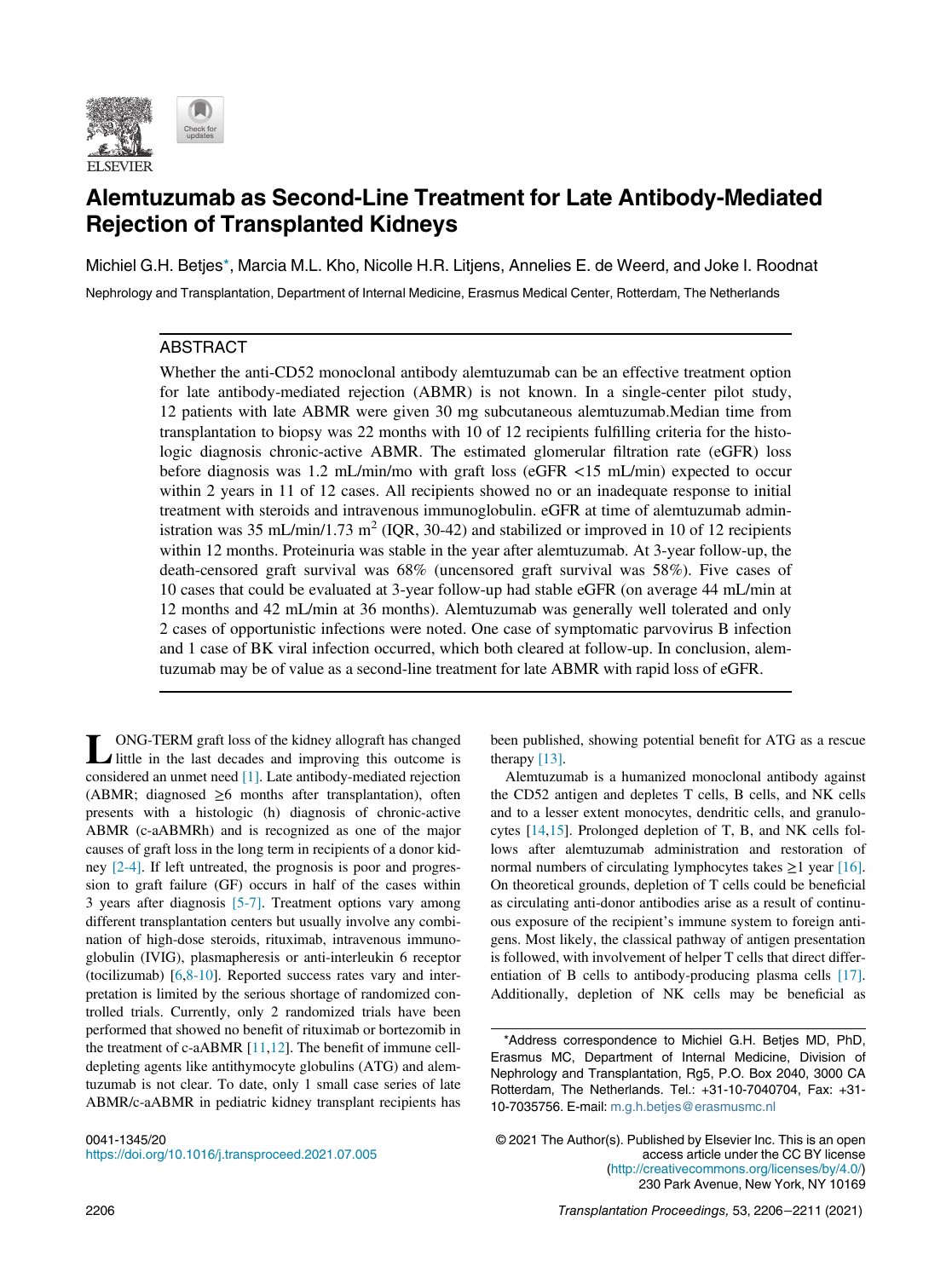# Alemtuzumab as Second-Line Treatment for Late Antibody-Mediated Rejection of Transplanted Kidneys

Michiel G.H. Betjes*, Marcia M.L. Kho, Nicolle H.R. Litjens, Annelies E. de Weerd, and Joke I. Roodnat

Nephrology and Transplantation, Department of Internal Medicine, Erasmus Medical Center, Rotterdam, The Netherlands

## ABSTRACT

Whether the anti-CD52 monoclonal antibody alemtuzumab can be an effective treatment option for late antibody-mediated rejection (ABMR) is not known. In a single-center pilot study, 12 patients with late ABMR were given 30 mg subcutaneous alemtuzumab.Median time from transplantation to biopsy was 22 months with 10 of 12 recipients fulfilling criteria for the histologic diagnosis chronic-active ABMR. The estimated glomerular filtration rate (eGFR) loss before diagnosis was 1.2 mL/min/mo with graft loss (eGFR <15 mL/min) expected to occur within 2 years in 11 of 12 cases. All recipients showed no or an inadequate response to initial treatment with steroids and intravenous immunoglobulin. eGFR at time of alemtuzumab administration was 35 mL/min/1.73 m$^2$ (IQR, 30-42) and stabilized or improved in 10 of 12 recipients within 12 months. Proteinuria was stable in the year after alemtuzumab. At 3-year follow-up, the death-censored graft survival was 68% (uncensored graft survival was 58%). Five cases of 10 cases that could be evaluated at 3-year follow-up had stable eGFR (on average 44 mL/min at 12 months and 42 mL/min at 36 months). Alemtuzumab was generally well tolerated and only 2 cases of opportunistic infections were noted. One case of symptomatic parvovirus B infection and 1 case of BK viral infection occurred, which both cleared at follow-up. In conclusion, alemtuzumab may be of value as a second-line treatment for late ABMR with rapid loss of eGFR.

LONG-TERM graft loss of the kidney allograft has changed little in the last decades and improving this outcome is considered an unmet need [1]. Late antibody-mediated rejection (ABMR; diagnosed ≥6 months after transplantation), often presents with a histologic (h) diagnosis of chronic-active ABMR (c-aABMRh) and is recognized as one of the major causes of graft loss in the long term in recipients of a donor kidney [2-4]. If left untreated, the prognosis is poor and progression to graft failure (GF) occurs in half of the cases within 3 years after diagnosis [5-7]. Treatment options vary among different transplantation centers but usually involve any combination of high-dose steroids, rituximab, intravenous immunoglobulin (IVIG), plasmapheresis or anti-interleukin 6 receptor (tocilizumab) [6,8-10]. Reported success rates vary and interpretation is limited by the serious shortage of randomized controlled trials. Currently, only 2 randomized trials have been performed that showed no benefit of rituximab or bortezomib in the treatment of c-aABMR [11,12]. The benefit of immune cell-depleting agents like antithymocyte globulins (ATG) and alemtuzumab is not clear. To date, only 1 small case series of late ABMR/c-aABMR in pediatric kidney transplant recipients has been published, showing potential benefit for ATG as a rescue therapy [13].

Alemtuzumab is a humanized monoclonal antibody against the CD52 antigen and depletes T cells, B cells, and NK cells and to a lesser extent monocytes, dendritic cells, and granulocytes [14,15]. Prolonged depletion of T, B, and NK cells follows after alemtuzumab administration and restoration of normal numbers of circulating lymphocytes takes ≥1 year [16]. On theoretical grounds, depletion of T cells could be beneficial as circulating anti-donor antibodies arise as a result of continuous exposure of the recipient's immune system to foreign antigens. Most likely, the classical pathway of antigen presentation is followed, with involvement of helper T cells that direct differentiation of B cells to antibody-producing plasma cells [17]. Additionally, depletion of NK cells may be beneficial as

*Address correspondence to Michiel G.H. Betjes MD, PhD, Erasmus MC, Department of Internal Medicine, Division of Nephrology and Transplantation, Rg5, P.O. Box 2040, 3000 CA Rotterdam, The Netherlands. Tel.: +31-10-7040704, Fax: +31-10-7035756. E-mail: m.g.h.betjes@erasmusmc.nl

0041-1345/20
https://doi.org/10.1016/j.transproceed.2021.07.005

© 2021 The Author(s). Published by Elsevier Inc. This is an open access article under the CC BY license (http://creativecommons.org/licenses/by/4.0/)
230 Park Avenue, New York, NY 10169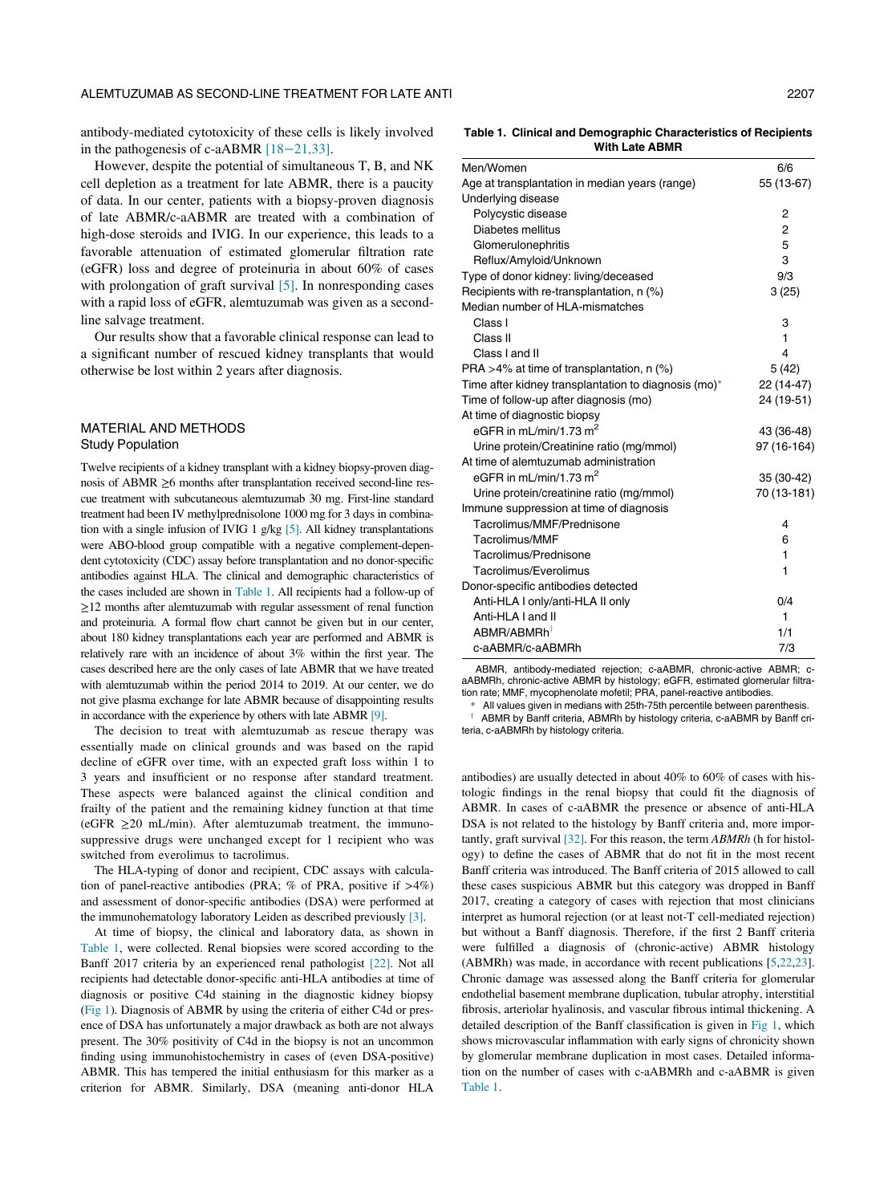antibody-mediated cytotoxicity of these cells is likely involved in the pathogenesis of c-aABMR [18–21,33].

However, despite the potential of simultaneous T, B, and NK cell depletion as a treatment for late ABMR, there is a paucity of data. In our center, patients with a biopsy-proven diagnosis of late ABMR/c-aABMR are treated with a combination of high-dose steroids and IVIG. In our experience, this leads to a favorable attenuation of estimated glomerular filtration rate (eGFR) loss and degree of proteinuria in about 60% of cases with prolongation of graft survival [5]. In nonresponding cases with a rapid loss of eGFR, alemtuzumab was given as a second-line salvage treatment.

Our results show that a favorable clinical response can lead to a significant number of rescued kidney transplants that would otherwise be lost within 2 years after diagnosis.

## MATERIAL AND METHODS

### Study Population

Twelve recipients of a kidney transplant with a kidney biopsy-proven diagnosis of ABMR ≥6 months after transplantation received second-line rescue treatment with subcutaneous alemtuzumab 30 mg. First-line standard treatment had been IV methylprednisolone 1000 mg for 3 days in combination with a single infusion of IVIG 1 g/kg [5]. All kidney transplantations were ABO-blood group compatible with a negative complement-dependent cytotoxicity (CDC) assay before transplantation and no donor-specific antibodies against HLA. The clinical and demographic characteristics of the cases included are shown in Table 1. All recipients had a follow-up of ≥12 months after alemtuzumab with regular assessment of renal function and proteinuria. A formal flow chart cannot be given but in our center, about 180 kidney transplantations each year are performed and ABMR is relatively rare with an incidence of about 3% within the first year. The cases described here are the only cases of late ABMR that we have treated with alemtuzumab within the period 2014 to 2019. At our center, we do not give plasma exchange for late ABMR because of disappointing results in accordance with the experience by others with late ABMR [9].

The decision to treat with alemtuzumab as rescue therapy was essentially made on clinical grounds and was based on the rapid decline of eGFR over time, with an expected graft loss within 1 to 3 years and insufficient or no response after standard treatment. These aspects were balanced against the clinical condition and frailty of the patient and the remaining kidney function at that time (eGFR ≥20 mL/min). After alemtuzumab treatment, the immunosuppressive drugs were unchanged except for 1 recipient who was switched from everolimus to tacrolimus.

The HLA-typing of donor and recipient, CDC assays with calculation of panel-reactive antibodies (PRA; % of PRA, positive if >4%) and assessment of donor-specific antibodies (DSA) were performed at the immunohematology laboratory Leiden as described previously [3].

At time of biopsy, the clinical and laboratory data, as shown in Table 1, were collected. Renal biopsies were scored according to the Banff 2017 criteria by an experienced renal pathologist [22]. Not all recipients had detectable donor-specific anti-HLA antibodies at time of diagnosis or positive C4d staining in the diagnostic kidney biopsy (Fig 1). Diagnosis of ABMR by using the criteria of either C4d or presence of DSA has unfortunately a major drawback as both are not always present. The 30% positivity of C4d in the biopsy is not an uncommon finding using immunohistochemistry in cases of (even DSA-positive) ABMR. This has tempered the initial enthusiasm for this marker as a criterion for ABMR. Similarly, DSA (meaning anti-donor HLA antibodies) are usually detected in about 40% to 60% of cases with histologic findings in the renal biopsy that could fit the diagnosis of ABMR. In cases of c-aABMR the presence or absence of anti-HLA DSA is not related to the histology by Banff criteria and, more importantly, graft survival [32]. For this reason, the term *ABMRh* (h for histology) to define the cases of ABMR that do not fit in the most recent Banff criteria was introduced. The Banff criteria of 2015 allowed to call these cases suspicious ABMR but this category was dropped in Banff 2017, creating a category of cases with rejection that most clinicians interpret as humoral rejection (or at least not-T cell-mediated rejection) but without a Banff diagnosis. Therefore, if the first 2 Banff criteria were fulfilled a diagnosis of (chronic-active) ABMR histology (ABMRh) was made, in accordance with recent publications [5,22,23]. Chronic damage was assessed along the Banff criteria for glomerular endothelial basement membrane duplication, tubular atrophy, interstitial fibrosis, arteriolar hyalinosis, and vascular fibrous intimal thickening. A detailed description of the Banff classification is given in Fig 1, which shows microvascular inflammation with early signs of chronicity shown by glomerular membrane duplication in most cases. Detailed information on the number of cases with c-aABMRh and c-aABMR is given Table 1.

**Table 1. Clinical and Demographic Characteristics of Recipients With Late ABMR**

| | |
|---|---|
| Men/Women | 6/6 |
| Age at transplantation in median years (range) | 55 (13-67) |
| Underlying disease | |
| Polycystic disease | 2 |
| Diabetes mellitus | 2 |
| Glomerulonephritis | 5 |
| Reflux/Amyloid/Unknown | 3 |
| Type of donor kidney: living/deceased | 9/3 |
| Recipients with re-transplantation, n (%) | 3 (25) |
| Median number of HLA-mismatches | |
| Class I | 3 |
| Class II | 1 |
| Class I and II | 4 |
| PRA >4% at time of transplantation, n (%) | 5 (42) |
| Time after kidney transplantation to diagnosis (mo)* | 22 (14-47) |
| Time of follow-up after diagnosis (mo) | 24 (19-51) |
| At time of diagnostic biopsy | |
| eGFR in mL/min/1.73 $m^2$ | 43 (36-48) |
| Urine protein/Creatinine ratio (mg/mmol) | 97 (16-164) |
| At time of alemtuzumab administration | |
| eGFR in mL/min/1.73 $m^2$ | 35 (30-42) |
| Urine protein/creatinine ratio (mg/mmol) | 70 (13-181) |
| Immune suppression at time of diagnosis | |
| Tacrolimus/MMF/Prednisone | 4 |
| Tacrolimus/MMF | 6 |
| Tacrolimus/Prednisone | 1 |
| Tacrolimus/Everolimus | 1 |
| Donor-specific antibodies detected | |
| Anti-HLA I only/anti-HLA II only | 0/4 |
| Anti-HLA I and II | 1 |
| ABMR/ABMRh† | 1/1 |
| c-aABMR/c-aABMRh | 7/3 |

ABMR, antibody-mediated rejection; c-aABMR, chronic-active ABMR; c-aABMRh, chronic-active ABMR by histology; eGFR, estimated glomerular filtration rate; MMF, mycophenolate mofetil; PRA, panel-reactive antibodies.

\* All values given in medians with 25th-75th percentile between parenthesis.

† ABMR by Banff criteria, ABMRh by histology criteria, c-aABMR by Banff criteria, c-aABMRh by histology criteria.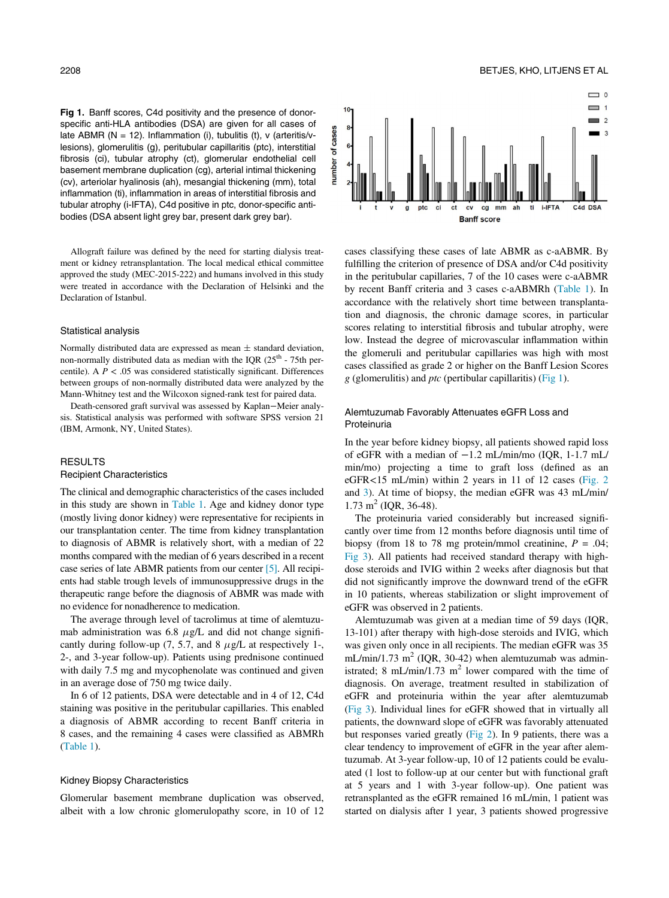**Fig 1.** Banff scores, C4d positivity and the presence of donor-specific anti-HLA antibodies (DSA) are given for all cases of late ABMR (N = 12). Inflammation (i), tubulitis (t), v (arteritis/v-lesions), glomerulitis (g), peritubular capillaritis (ptc), interstitial fibrosis (ci), tubular atrophy (ct), glomerular endothelial cell basement membrane duplication (cg), arterial intimal thickening (cv), arteriolar hyalinosis (ah), mesangial thickening (mm), total inflammation (ti), inflammation in areas of interstitial fibrosis and tubular atrophy (i-IFTA), C4d positive in ptc, donor-specific antibodies (DSA absent light grey bar, present dark grey bar).

Allograft failure was defined by the need for starting dialysis treatment or kidney retransplantation. The local medical ethical committee approved the study (MEC-2015-222) and humans involved in this study were treated in accordance with the Declaration of Helsinki and the Declaration of Istanbul.

### Statistical analysis

Normally distributed data are expressed as mean ± standard deviation, non-normally distributed data as median with the IQR ($25^{th}$ - 75th percentile). A $P < .05$ was considered statistically significant. Differences between groups of non-normally distributed data were analyzed by the Mann-Whitney test and the Wilcoxon signed-rank test for paired data.

Death-censored graft survival was assessed by Kaplan−Meier analysis. Statistical analysis was performed with software SPSS version 21 (IBM, Armonk, NY, United States).

## RESULTS

### Recipient Characteristics

The clinical and demographic characteristics of the cases included in this study are shown in Table 1. Age and kidney donor type (mostly living donor kidney) were representative for recipients in our transplantation center. The time from kidney transplantation to diagnosis of ABMR is relatively short, with a median of 22 months compared with the median of 6 years described in a recent case series of late ABMR patients from our center [5]. All recipients had stable trough levels of immunosuppressive drugs in the therapeutic range before the diagnosis of ABMR was made with no evidence for nonadherence to medication.

The average through level of tacrolimus at time of alemtuzumab administration was 6.8 $\mu$g/L and did not change significantly during follow-up (7, 5.7, and 8 $\mu$g/L at respectively 1-, 2-, and 3-year follow-up). Patients using prednisone continued with daily 7.5 mg and mycophenolate was continued and given in an average dose of 750 mg twice daily.

In 6 of 12 patients, DSA were detectable and in 4 of 12, C4d staining was positive in the peritubular capillaries. This enabled a diagnosis of ABMR according to recent Banff criteria in 8 cases, and the remaining 4 cases were classified as ABMRh (Table 1).

### Kidney Biopsy Characteristics

Glomerular basement membrane duplication was observed, albeit with a low chronic glomerulopathy score, in 10 of 12 cases classifying these cases of late ABMR as c-aABMR. By fulfilling the criterion of presence of DSA and/or C4d positivity in the peritubular capillaries, 7 of the 10 cases were c-aABMR by recent Banff criteria and 3 cases c-aABMRh (Table 1). In accordance with the relatively short time between transplantation and diagnosis, the chronic damage scores, in particular scores relating to interstitial fibrosis and tubular atrophy, were low. Instead the degree of microvascular inflammation within the glomeruli and peritubular capillaries was high with most cases classified as grade 2 or higher on the Banff Lesion Scores *g* (glomerulitis) and *ptc* (pertibular capillaritis) (Fig 1).

### Alemtuzumab Favorably Attenuates eGFR Loss and Proteinuria

In the year before kidney biopsy, all patients showed rapid loss of eGFR with a median of −1.2 mL/min/mo (IQR, 1-1.7 mL/min/mo) projecting a time to graft loss (defined as an eGFR<15 mL/min) within 2 years in 11 of 12 cases (Fig. 2 and 3). At time of biopsy, the median eGFR was 43 mL/min/1.73 $m^2$ (IQR, 36-48).

The proteinuria varied considerably but increased significantly over time from 12 months before diagnosis until time of biopsy (from 18 to 78 mg protein/mmol creatinine, $P = .04$; Fig 3). All patients had received standard therapy with high-dose steroids and IVIG within 2 weeks after diagnosis but that did not significantly improve the downward trend of the eGFR in 10 patients, whereas stabilization or slight improvement of eGFR was observed in 2 patients.

Alemtuzumab was given at a median time of 59 days (IQR, 13-101) after therapy with high-dose steroids and IVIG, which was given only once in all recipients. The median eGFR was 35 mL/min/1.73 $m^2$ (IQR, 30-42) when alemtuzumab was administrated; 8 mL/min/1.73 $m^2$ lower compared with the time of diagnosis. On average, treatment resulted in stabilization of eGFR and proteinuria within the year after alemtuzumab (Fig 3). Individual lines for eGFR showed that in virtually all patients, the downward slope of eGFR was favorably attenuated but responses varied greatly (Fig 2). In 9 patients, there was a clear tendency to improvement of eGFR in the year after alemtuzumab. At 3-year follow-up, 10 of 12 patients could be evaluated (1 lost to follow-up at our center but with functional graft at 5 years and 1 with 3-year follow-up). One patient was retransplanted as the eGFR remained 16 mL/min, 1 patient was started on dialysis after 1 year, 3 patients showed progressive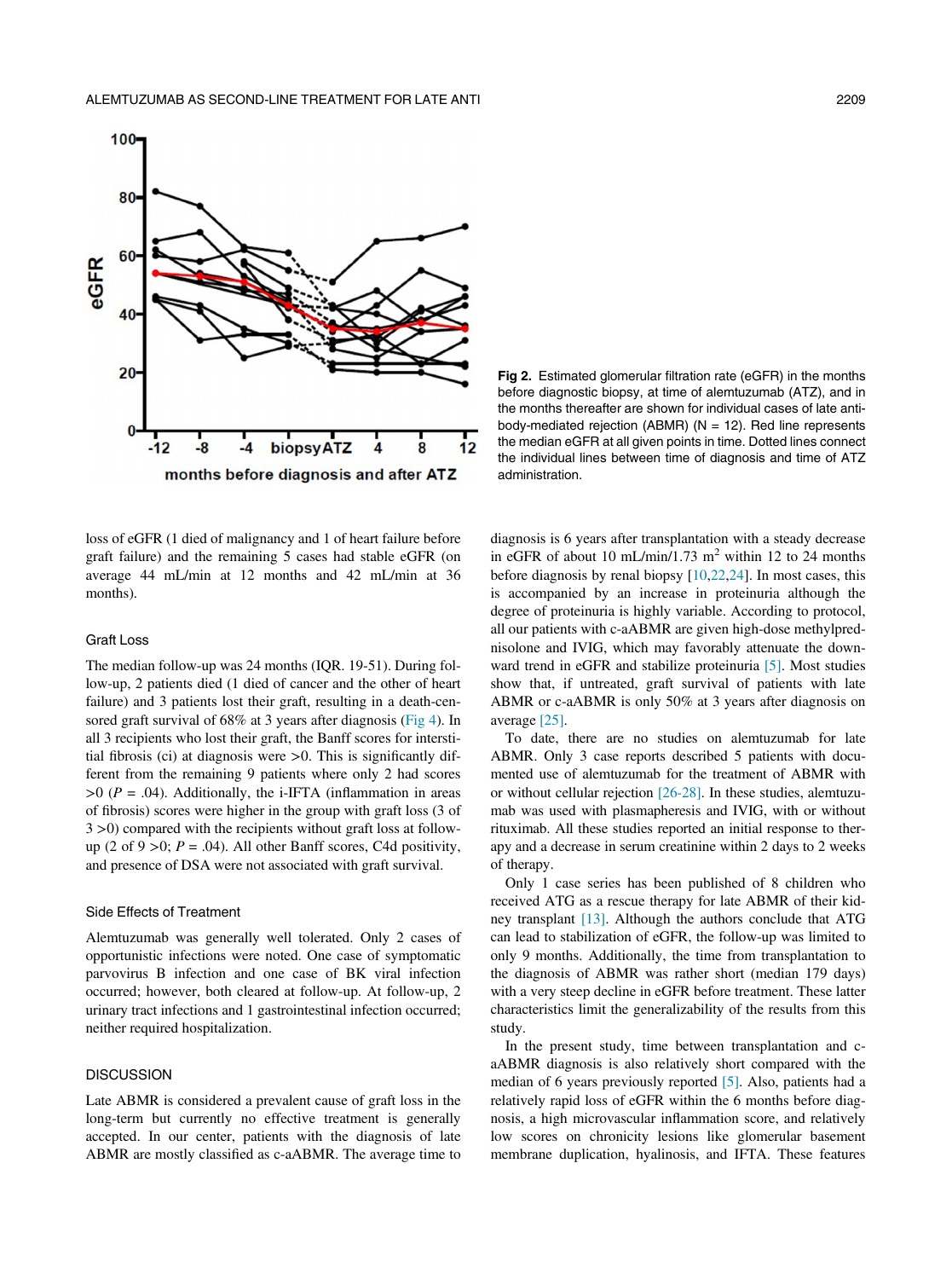Fig 2. Estimated glomerular filtration rate (eGFR) in the months before diagnostic biopsy, at time of alemtuzumab (ATZ), and in the months thereafter are shown for individual cases of late antibody-mediated rejection (ABMR) (N = 12). Red line represents the median eGFR at all given points in time. Dotted lines connect the individual lines between time of diagnosis and time of ATZ administration.

loss of eGFR (1 died of malignancy and 1 of heart failure before graft failure) and the remaining 5 cases had stable eGFR (on average 44 mL/min at 12 months and 42 mL/min at 36 months).

### Graft Loss

The median follow-up was 24 months (IQR. 19-51). During follow-up, 2 patients died (1 died of cancer and the other of heart failure) and 3 patients lost their graft, resulting in a death-censored graft survival of 68% at 3 years after diagnosis (Fig 4). In all 3 recipients who lost their graft, the Banff scores for interstitial fibrosis (ci) at diagnosis were >0. This is significantly different from the remaining 9 patients where only 2 had scores >0 ($P = .04$). Additionally, the i-IFTA (inflammation in areas of fibrosis) scores were higher in the group with graft loss (3 of 3 >0) compared with the recipients without graft loss at follow-up (2 of 9 >0; $P = .04$). All other Banff scores, C4d positivity, and presence of DSA were not associated with graft survival.

### Side Effects of Treatment

Alemtuzumab was generally well tolerated. Only 2 cases of opportunistic infections were noted. One case of symptomatic parvovirus B infection and one case of BK viral infection occurred; however, both cleared at follow-up. At follow-up, 2 urinary tract infections and 1 gastrointestinal infection occurred; neither required hospitalization.

## DISCUSSION

Late ABMR is considered a prevalent cause of graft loss in the long-term but currently no effective treatment is generally accepted. In our center, patients with the diagnosis of late ABMR are mostly classified as c-aABMR. The average time to diagnosis is 6 years after transplantation with a steady decrease in eGFR of about 10 mL/min/1.73 $m^2$ within 12 to 24 months before diagnosis by renal biopsy [10,22,24]. In most cases, this is accompanied by an increase in proteinuria although the degree of proteinuria is highly variable. According to protocol, all our patients with c-aABMR are given high-dose methylprednisolone and IVIG, which may favorably attenuate the downward trend in eGFR and stabilize proteinuria [5]. Most studies show that, if untreated, graft survival of patients with late ABMR or c-aABMR is only 50% at 3 years after diagnosis on average [25].

To date, there are no studies on alemtuzumab for late ABMR. Only 3 case reports described 5 patients with documented use of alemtuzumab for the treatment of ABMR with or without cellular rejection [26-28]. In these studies, alemtuzumab was used with plasmapheresis and IVIG, with or without rituximab. All these studies reported an initial response to therapy and a decrease in serum creatinine within 2 days to 2 weeks of therapy.

Only 1 case series has been published of 8 children who received ATG as a rescue therapy for late ABMR of their kidney transplant [13]. Although the authors conclude that ATG can lead to stabilization of eGFR, the follow-up was limited to only 9 months. Additionally, the time from transplantation to the diagnosis of ABMR was rather short (median 179 days) with a very steep decline in eGFR before treatment. These latter characteristics limit the generalizability of the results from this study.

In the present study, time between transplantation and c-aABMR diagnosis is also relatively short compared with the median of 6 years previously reported [5]. Also, patients had a relatively rapid loss of eGFR within the 6 months before diagnosis, a high microvascular inflammation score, and relatively low scores on chronicity lesions like glomerular basement membrane duplication, hyalinosis, and IFTA. These features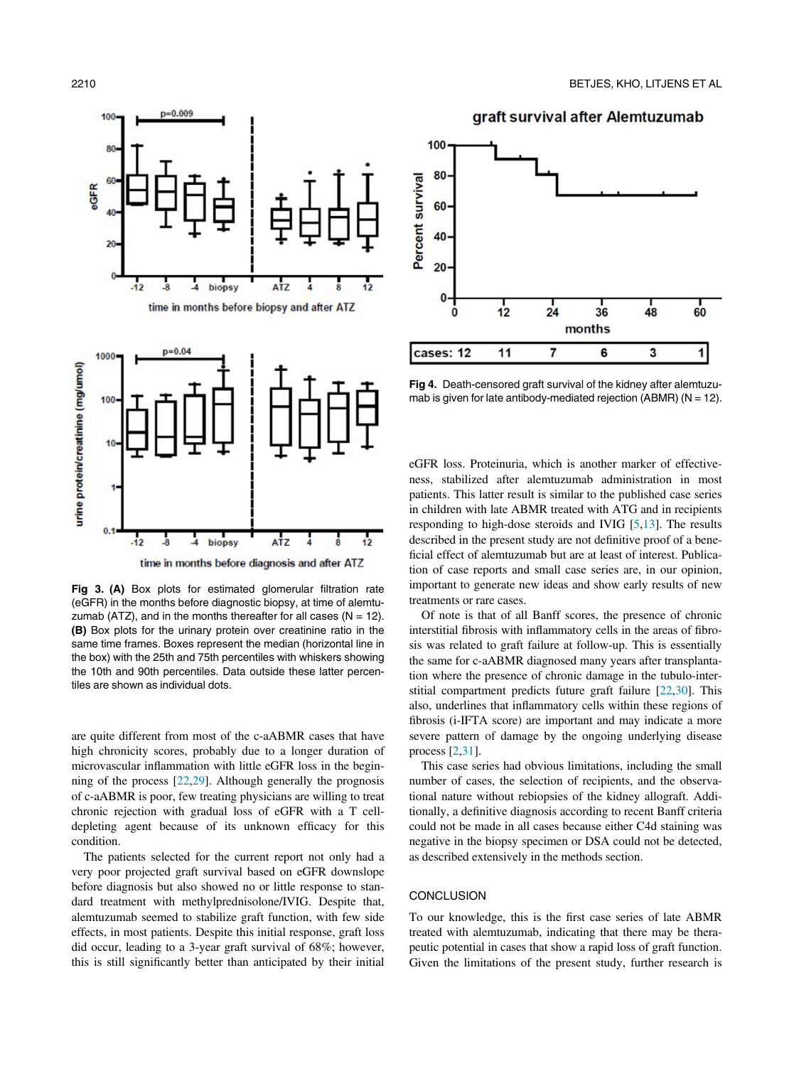Fig 3. **(A)** Box plots for estimated glomerular filtration rate (eGFR) in the months before diagnostic biopsy, at time of alemtuzumab (ATZ), and in the months thereafter for all cases (N = 12). **(B)** Box plots for the urinary protein over creatinine ratio in the same time frames. Boxes represent the median (horizontal line in the box) with the 25th and 75th percentiles with whiskers showing the 10th and 90th percentiles. Data outside these latter percentiles are shown as individual dots.

are quite different from most of the c-aABMR cases that have high chronicity scores, probably due to a longer duration of microvascular inflammation with little eGFR loss in the beginning of the process [22,29]. Although generally the prognosis of c-aABMR is poor, few treating physicians are willing to treat chronic rejection with gradual loss of eGFR with a T cell-depleting agent because of its unknown efficacy for this condition.

The patients selected for the current report not only had a very poor projected graft survival based on eGFR downslope before diagnosis but also showed no or little response to standard treatment with methylprednisolone/IVIG. Despite that, alemtuzumab seemed to stabilize graft function, with few side effects, in most patients. Despite this initial response, graft loss did occur, leading to a 3-year graft survival of 68%; however, this is still significantly better than anticipated by their initial eGFR loss. Proteinuria, which is another marker of effectiveness, stabilized after alemtuzumab administration in most patients. This latter result is similar to the published case series in children with late ABMR treated with ATG and in recipients responding to high-dose steroids and IVIG [5,13]. The results described in the present study are not definitive proof of a beneficial effect of alemtuzumab but are at least of interest. Publication of case reports and small case series are, in our opinion, important to generate new ideas and show early results of new treatments or rare cases.

Fig 4. Death-censored graft survival of the kidney after alemtuzumab is given for late antibody-mediated rejection (ABMR) (N = 12).

Of note is that of all Banff scores, the presence of chronic interstitial fibrosis with inflammatory cells in the areas of fibrosis was related to graft failure at follow-up. This is essentially the same for c-aABMR diagnosed many years after transplantation where the presence of chronic damage in the tubulo-interstitial compartment predicts future graft failure [22,30]. This also, underlines that inflammatory cells within these regions of fibrosis (i-IFTA score) are important and may indicate a more severe pattern of damage by the ongoing underlying disease process [2,31].

This case series had obvious limitations, including the small number of cases, the selection of recipients, and the observational nature without rebiopsies of the kidney allograft. Additionally, a definitive diagnosis according to recent Banff criteria could not be made in all cases because either C4d staining was negative in the biopsy specimen or DSA could not be detected, as described extensively in the methods section.

## CONCLUSION

To our knowledge, this is the first case series of late ABMR treated with alemtuzumab, indicating that there may be therapeutic potential in cases that show a rapid loss of graft function. Given the limitations of the present study, further research is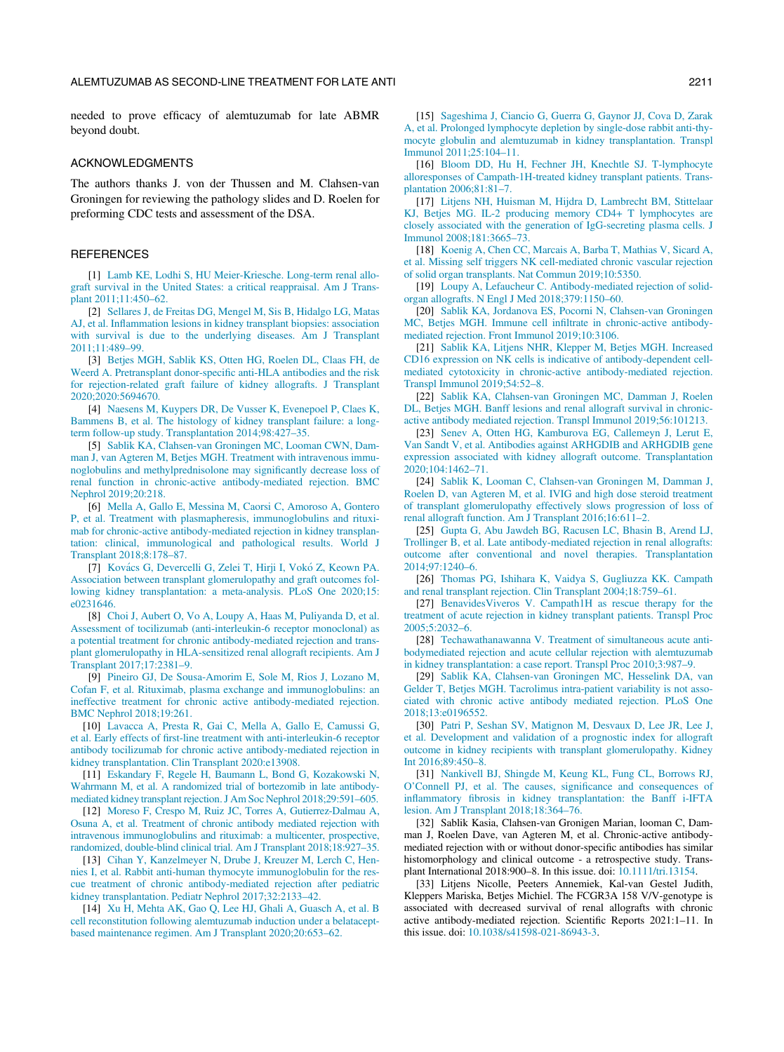needed to prove efficacy of alemtuzumab for late ABMR beyond doubt.

## ACKNOWLEDGMENTS

The authors thanks J. von der Thussen and M. Clahsen-van Groningen for reviewing the pathology slides and D. Roelen for preforming CDC tests and assessment of the DSA.

## REFERENCES

[1] Lamb KE, Lodhi S, HU Meier-Kriesche. Long-term renal allograft survival in the United States: a critical reappraisal. Am J Transplant 2011;11:450–62.

[2] Sellares J, de Freitas DG, Mengel M, Sis B, Hidalgo LG, Matas AJ, et al. Inflammation lesions in kidney transplant biopsies: association with survival is due to the underlying diseases. Am J Transplant 2011;11:489–99.

[3] Betjes MGH, Sablik KS, Otten HG, Roelen DL, Claas FH, de Weerd A. Pretransplant donor-specific anti-HLA antibodies and the risk for rejection-related graft failure of kidney allografts. J Transplant 2020;2020:5694670.

[4] Naesens M, Kuypers DR, De Vusser K, Evenepoel P, Claes K, Bammens B, et al. The histology of kidney transplant failure: a long-term follow-up study. Transplantation 2014;98:427–35.

[5] Sablik KA, Clahsen-van Groningen MC, Looman CWN, Damman J, van Agteren M, Betjes MGH. Treatment with intravenous immunoglobulins and methylprednisolone may significantly decrease loss of renal function in chronic-active antibody-mediated rejection. BMC Nephrol 2019;20:218.

[6] Mella A, Gallo E, Messina M, Caorsi C, Amoroso A, Gontero P, et al. Treatment with plasmapheresis, immunoglobulins and rituximab for chronic-active antibody-mediated rejection in kidney transplantation: clinical, immunological and pathological results. World J Transplant 2018;8:178–87.

[7] Kovács G, Devercelli G, Zelei T, Hirji I, Vokó Z, Keown PA. Association between transplant glomerulopathy and graft outcomes following kidney transplantation: a meta-analysis. PLoS One 2020;15:e0231646.

[8] Choi J, Aubert O, Vo A, Loupy A, Haas M, Puliyanda D, et al. Assessment of tocilizumab (anti-interleukin-6 receptor monoclonal) as a potential treatment for chronic antibody-mediated rejection and transplant glomerulopathy in HLA-sensitized renal allograft recipients. Am J Transplant 2017;17:2381–9.

[9] Pineiro GJ, De Sousa-Amorim E, Sole M, Rios J, Lozano M, Cofan F, et al. Rituximab, plasma exchange and immunoglobulins: an ineffective treatment for chronic active antibody-mediated rejection. BMC Nephrol 2018;19:261.

[10] Lavacca A, Presta R, Gai C, Mella A, Gallo E, Camussi G, et al. Early effects of first-line treatment with anti-interleukin-6 receptor antibody tocilizumab for chronic active antibody-mediated rejection in kidney transplantation. Clin Transplant 2020:e13908.

[11] Eskandary F, Regele H, Baumann L, Bond G, Kozakowski N, Wahrmann M, et al. A randomized trial of bortezomib in late antibody-mediated kidney transplant rejection. J Am Soc Nephrol 2018;29:591–605.

[12] Moreso F, Crespo M, Ruiz JC, Torres A, Gutierrez-Dalmau A, Osuna A, et al. Treatment of chronic antibody mediated rejection with intravenous immunoglobulins and rituximab: a multicenter, prospective, randomized, double-blind clinical trial. Am J Transplant 2018;18:927–35.

[13] Cihan Y, Kanzelmeyer N, Drube J, Kreuzer M, Lerch C, Hennies I, et al. Rabbit anti-human thymocyte immunoglobulin for the rescue treatment of chronic antibody-mediated rejection after pediatric kidney transplantation. Pediatr Nephrol 2017;32:2133–42.

[14] Xu H, Mehta AK, Gao Q, Lee HJ, Ghali A, Guasch A, et al. B cell reconstitution following alemtuzumab induction under a belatacept-based maintenance regimen. Am J Transplant 2020;20:653–62.

[15] Sageshima J, Ciancio G, Guerra G, Gaynor JJ, Cova D, Zarak A, et al. Prolonged lymphocyte depletion by single-dose rabbit anti-thymocyte globulin and alemtuzumab in kidney transplantation. Transpl Immunol 2011;25:104–11.

[16] Bloom DD, Hu H, Fechner JH, Knechtle SJ. T-lymphocyte alloresponses of Campath-1H-treated kidney transplant patients. Transplantation 2006;81:81–7.

[17] Litjens NH, Huisman M, Hijdra D, Lambrecht BM, Stittelaar KJ, Betjes MG. IL-2 producing memory CD4+ T lymphocytes are closely associated with the generation of IgG-secreting plasma cells. J Immunol 2008;181:3665–73.

[18] Koenig A, Chen CC, Marcais A, Barba T, Mathias V, Sicard A, et al. Missing self triggers NK cell-mediated chronic vascular rejection of solid organ transplants. Nat Commun 2019;10:5350.

[19] Loupy A, Lefaucheur C. Antibody-mediated rejection of solid-organ allografts. N Engl J Med 2018;379:1150–60.

[20] Sablik KA, Jordanova ES, Pocorni N, Clahsen-van Groningen MC, Betjes MGH. Immune cell infiltrate in chronic-active antibody-mediated rejection. Front Immunol 2019;10:3106.

[21] Sablik KA, Litjens NHR, Klepper M, Betjes MGH. Increased CD16 expression on NK cells is indicative of antibody-dependent cell-mediated cytotoxicity in chronic-active antibody-mediated rejection. Transpl Immunol 2019;54:52–8.

[22] Sablik KA, Clahsen-van Groningen MC, Damman J, Roelen DL, Betjes MGH. Banff lesions and renal allograft survival in chronic-active antibody mediated rejection. Transpl Immunol 2019;56:101213.

[23] Senev A, Otten HG, Kamburova EG, Callemeyn J, Lerut E, Van Sandt V, et al. Antibodies against ARHGDIB and ARHGDIB gene expression associated with kidney allograft outcome. Transplantation 2020;104:1462–71.

[24] Sablik K, Looman C, Clahsen-van Groningen M, Damman J, Roelen D, van Agteren M, et al. IVIG and high dose steroid treatment of transplant glomerulopathy effectively slows progression of loss of renal allograft function. Am J Transplant 2016;16:611–2.

[25] Gupta G, Abu Jawdeh BG, Racusen LC, Bhasin B, Arend LJ, Trollinger B, et al. Late antibody-mediated rejection in renal allografts: outcome after conventional and novel therapies. Transplantation 2014;97:1240–6.

[26] Thomas PG, Ishihara K, Vaidya S, Gugliuzza KK. Campath and renal transplant rejection. Clin Transplant 2004;18:759–61.

[27] BenavidesViveros V. Campath1H as rescue therapy for the treatment of acute rejection in kidney transplant patients. Transpl Proc 2005;5:2032–6.

[28] Techawathanawanna V. Treatment of simultaneous acute anti-bodymediated rejection and acute cellular rejection with alemtuzumab in kidney transplantation: a case report. Transpl Proc 2010;3:987–9.

[29] Sablik KA, Clahsen-van Groningen MC, Hesselink DA, van Gelder T, Betjes MGH. Tacrolimus intra-patient variability is not associated with chronic active antibody mediated rejection. PLoS One 2018;13:e0196552.

[30] Patri P, Seshan SV, Matignon M, Desvaux D, Lee JR, Lee J, et al. Development and validation of a prognostic index for allograft outcome in kidney recipients with transplant glomerulopathy. Kidney Int 2016;89:450–8.

[31] Nankivell BJ, Shingde M, Keung KL, Fung CL, Borrows RJ, O'Connell PJ, et al. The causes, significance and consequences of inflammatory fibrosis in kidney transplantation: the Banff i-IFTA lesion. Am J Transplant 2018;18:364–76.

[32] Sablik Kasia, Clahsen-van Gronigen Marian, looman C, Damman J, Roelen Dave, van Agteren M, et al. Chronic-active antibody-mediated rejection with or without donor-specific antibodies has similar histomorphology and clinical outcome - a retrospective study. Transplant International 2018:900–8. In this issue. doi: 10.1111/tri.13154.

[33] Litjens Nicolle, Peeters Annemiek, Kal-van Gestel Judith, Kleppers Mariska, Betjes Michiel. The FCGR3A 158 V/V-genotype is associated with decreased survival of renal allografts with chronic active antibody-mediated rejection. Scientific Reports 2021:1–11. In this issue. doi: 10.1038/s41598-021-86943-3.